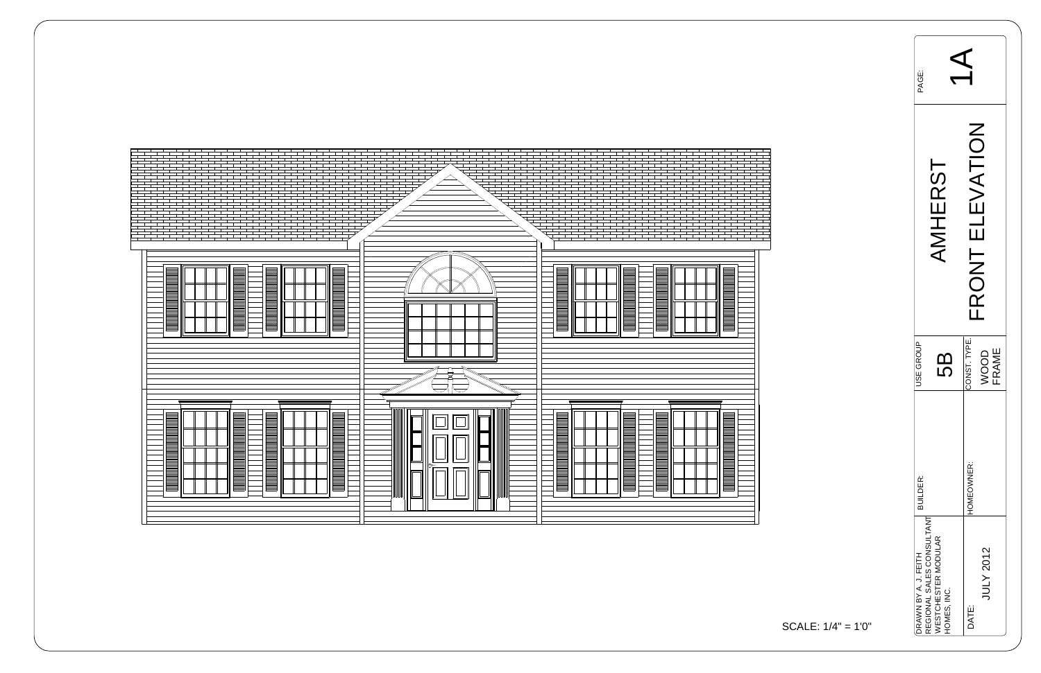SCALE: 1/4" = 1'0"

PAGE: 1A

# AMHERST FRONT ELEVATION

| | |
|---|---|
| USE GROUP | 5B |
| CONST. TYPE. | WOOD FRAME |
| BUILDER: | |
| HOMEOWNER: | |
| DRAWN BY A. J. FEITH REGIONAL SALES CONSULTANT WESTCHESTER MODULAR HOMES, INC. | |
| DATE: | JULY 2012 |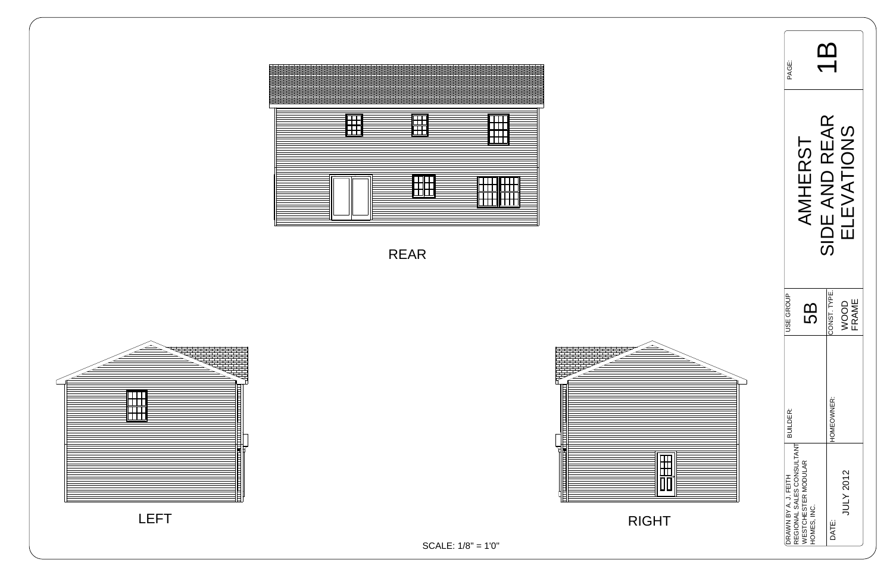REAR

LEFT

RIGHT

SCALE: 1/8" = 1'0"

| | |
|---|---|
| PAGE: | 1B |
| AMHERST SIDE AND REAR ELEVATIONS | |
| USE GROUP | 5B |
| CONST. TYPE. | WOOD FRAME |
| BUILDER: | |
| HOMEOWNER: | |
| DRAWN BY A. J. FEITH REGIONAL SALES CONSULTANT WESTCHESTER MODULAR HOMES, INC. | |
| DATE: | JULY 2012 |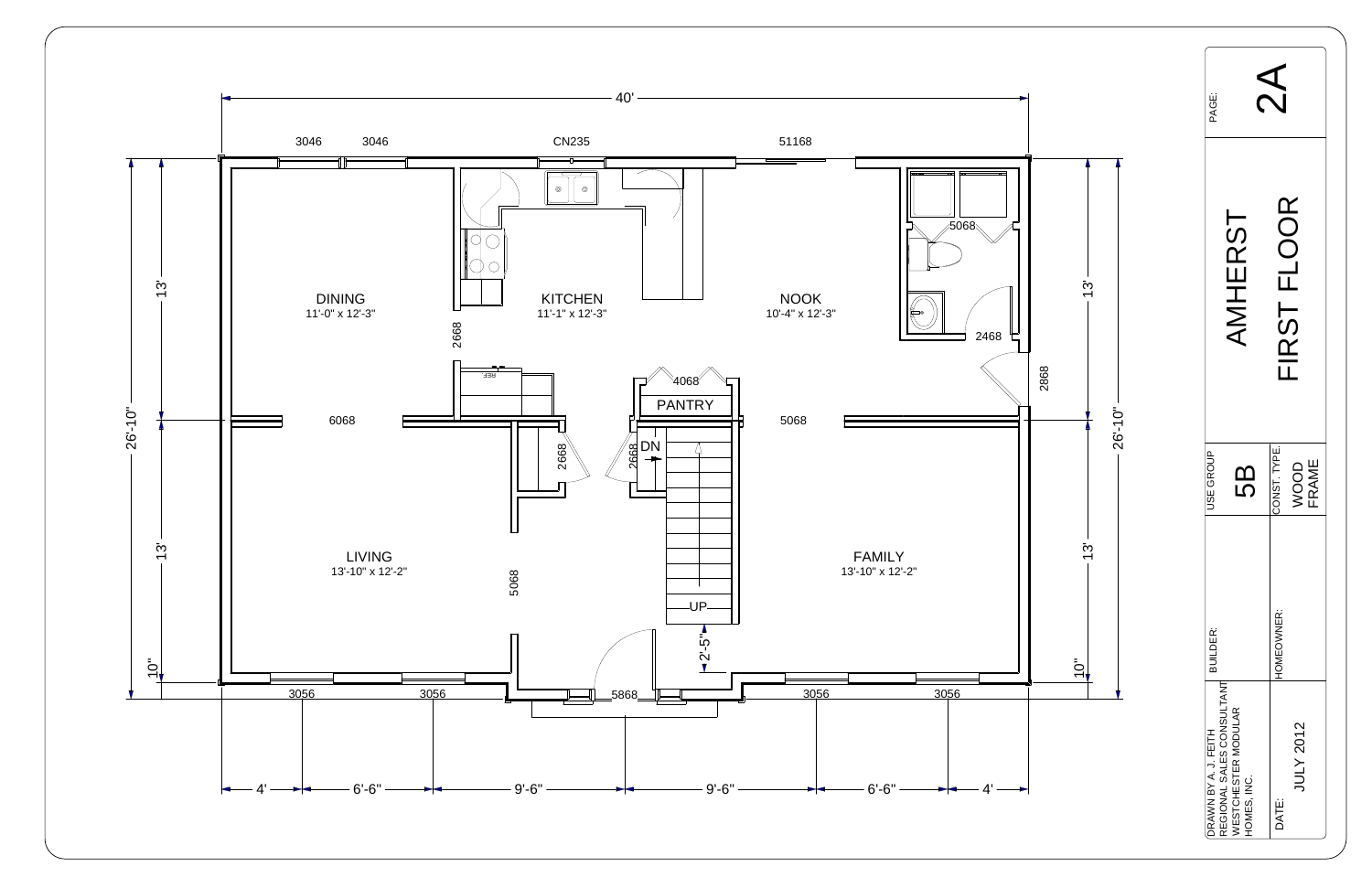# AMHERST FIRST FLOOR

**PAGE:** 2A

| | |
|---|---|
| USE GROUP | 5B |
| CONST. TYPE | WOOD FRAME |
| BUILDER: | |
| HOMEOWNER: | |
| DRAWN BY A. J. FEITH, REGIONAL SALES CONSULTANT, WESTCHESTER MODULAR HOMES, INC. | |
| DATE: | JULY 2012 |

**Rooms:**

- DINING 11'-0" x 12'-3"
- KITCHEN 11'-1" x 12'-3"
- NOOK 10'-4" x 12'-3"
- LIVING 13'-10" x 12'-2"
- FAMILY 13'-10" x 12'-2"
- PANTRY

**Overall dimensions:** 40' x 26'-10" (13' + 13' + 10")

**Front dimensions:** 4' — 6'-6" — 9'-6" — 9'-6" — 6'-6" — 4'

**Windows/Doors:** 3046, 3046, CN235, 51168, 5068, 2468, 2868, 2668, 4068, 6068, 5068, 2668, 2668, 5068, 3056, 3056, 5868, 3056, 3056

**Other labels:** REF, DN, UP, 2'-5"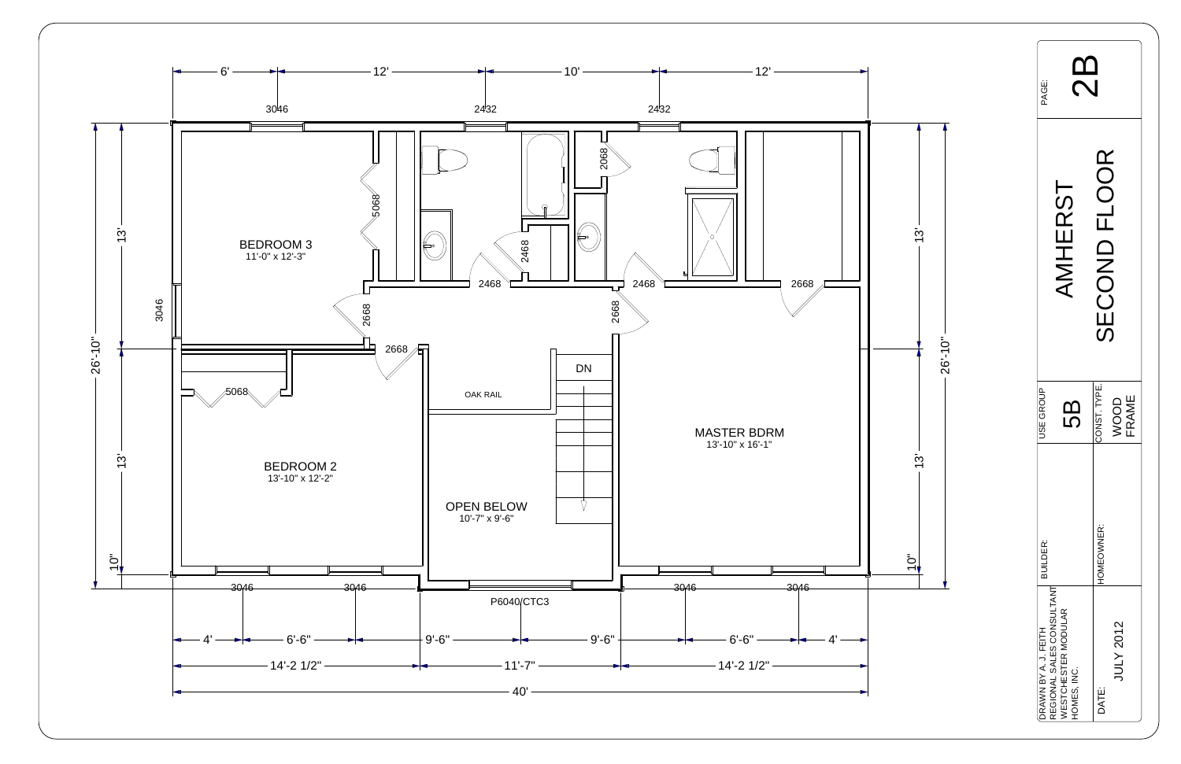# AMHERST SECOND FLOOR

PAGE: 2B

USE GROUP: 5B

CONST. TYPE: WOOD FRAME

BUILDER:

HOMEOWNER:

DRAWN BY A. J. FEITH
REGIONAL SALES CONSULTANT
WESTCHESTER MODULAR
HOMES, INC.

DATE: JULY 2012

BEDROOM 3
11'-0" x 12'-3"

BEDROOM 2
13'-10" x 12'-2"

MASTER BDRM
13'-10" x 16'-1"

OPEN BELOW
10'-7" x 9'-6"

OAK RAIL

DN

3046
2432
2432
5068
2468
2468
2468
2068
2468
2668
2668
2668
2668
3046
5068
3046
3046
3046
3046
P6040/CTC3

6'
12'
10'
12'

13'
13'
10"
26'-10"

4'
6'-6"
9'-6"
9'-6"
6'-6"
4'
14'-2 1/2"
11'-7"
14'-2 1/2"
40'